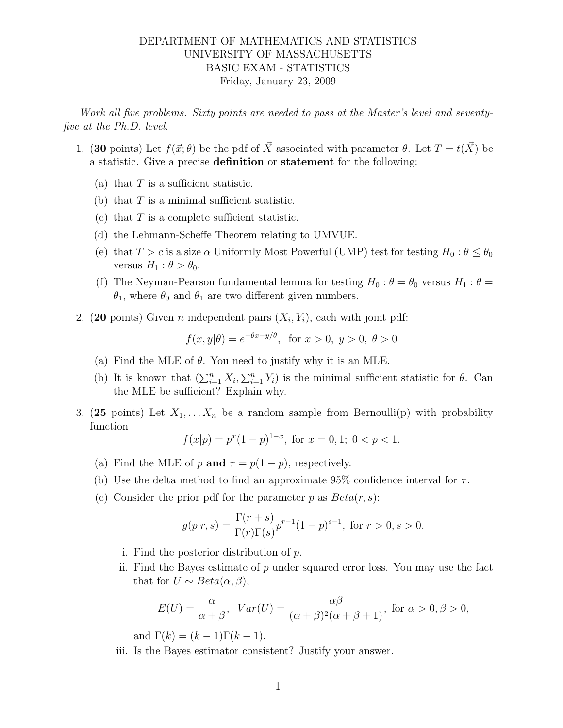DEPARTMENT OF MATHEMATICS AND STATISTICS
UNIVERSITY OF MASSACHUSETTS
BASIC EXAM - STATISTICS
Friday, January 23, 2009

*Work all five problems. Sixty points are needed to pass at the Master's level and seventy-five at the Ph.D. level.*

1. (**30** points) Let $f(\vec{x};\theta)$ be the pdf of $\vec{X}$ associated with parameter $\theta$. Let $T = t(\vec{X})$ be a statistic. Give a precise **definition** or **statement** for the following:

   (a) that $T$ is a sufficient statistic.

   (b) that $T$ is a minimal sufficient statistic.

   (c) that $T$ is a complete sufficient statistic.

   (d) the Lehmann-Scheffe Theorem relating to UMVUE.

   (e) that $T > c$ is a size $\alpha$ Uniformly Most Powerful (UMP) test for testing $H_0 : \theta \leq \theta_0$ versus $H_1 : \theta > \theta_0$.

   (f) The Neyman-Pearson fundamental lemma for testing $H_0 : \theta = \theta_0$ versus $H_1 : \theta = \theta_1$, where $\theta_0$ and $\theta_1$ are two different given numbers.

2. (**20** points) Given $n$ independent pairs $(X_i, Y_i)$, each with joint pdf:

$$f(x, y|\theta) = e^{-\theta x - y/\theta}, \text{ for } x > 0,\ y > 0,\ \theta > 0$$

   (a) Find the MLE of $\theta$. You need to justify why it is an MLE.

   (b) It is known that $(\sum_{i=1}^{n} X_i, \sum_{i=1}^{n} Y_i)$ is the minimal sufficient statistic for $\theta$. Can the MLE be sufficient? Explain why.

3. (**25** points) Let $X_1, \ldots X_n$ be a random sample from Bernoulli(p) with probability function

$$f(x|p) = p^x(1-p)^{1-x}, \text{ for } x = 0, 1;\ 0 < p < 1.$$

   (a) Find the MLE of $p$ **and** $\tau = p(1-p)$, respectively.

   (b) Use the delta method to find an approximate 95% confidence interval for $\tau$.

   (c) Consider the prior pdf for the parameter $p$ as $Beta(r, s)$:

$$g(p|r, s) = \frac{\Gamma(r+s)}{\Gamma(r)\Gamma(s)} p^{r-1}(1-p)^{s-1}, \text{ for } r > 0, s > 0.$$

      i. Find the posterior distribution of $p$.

      ii. Find the Bayes estimate of $p$ under squared error loss. You may use the fact that for $U \sim Beta(\alpha, \beta)$,

$$E(U) = \frac{\alpha}{\alpha + \beta},\ \ Var(U) = \frac{\alpha\beta}{(\alpha+\beta)^2(\alpha+\beta+1)}, \text{ for } \alpha > 0, \beta > 0,$$

      and $\Gamma(k) = (k-1)\Gamma(k-1)$.

      iii. Is the Bayes estimator consistent? Justify your answer.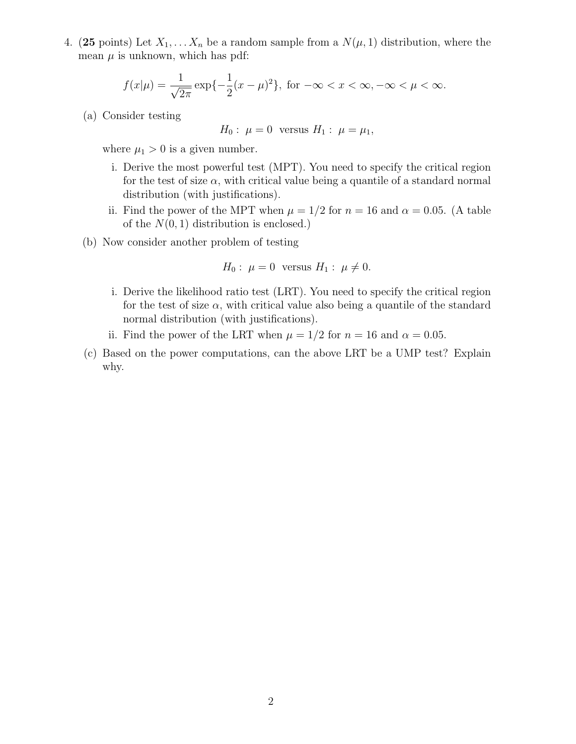4. (**25** points) Let $X_1, \ldots X_n$ be a random sample from a $N(\mu, 1)$ distribution, where the mean $\mu$ is unknown, which has pdf:

$$f(x|\mu) = \frac{1}{\sqrt{2\pi}} \exp\{-\frac{1}{2}(x-\mu)^2\}, \text{ for } -\infty < x < \infty, -\infty < \mu < \infty.$$

(a) Consider testing

$$H_0: \mu = 0 \text{ versus } H_1: \mu = \mu_1,$$

where $\mu_1 > 0$ is a given number.

i. Derive the most powerful test (MPT). You need to specify the critical region for the test of size $\alpha$, with critical value being a quantile of a standard normal distribution (with justifications).

ii. Find the power of the MPT when $\mu = 1/2$ for $n = 16$ and $\alpha = 0.05$. (A table of the $N(0,1)$ distribution is enclosed.)

(b) Now consider another problem of testing

$$H_0: \mu = 0 \text{ versus } H_1: \mu \neq 0.$$

i. Derive the likelihood ratio test (LRT). You need to specify the critical region for the test of size $\alpha$, with critical value also being a quantile of the standard normal distribution (with justifications).

ii. Find the power of the LRT when $\mu = 1/2$ for $n = 16$ and $\alpha = 0.05$.

(c) Based on the power computations, can the above LRT be a UMP test? Explain why.